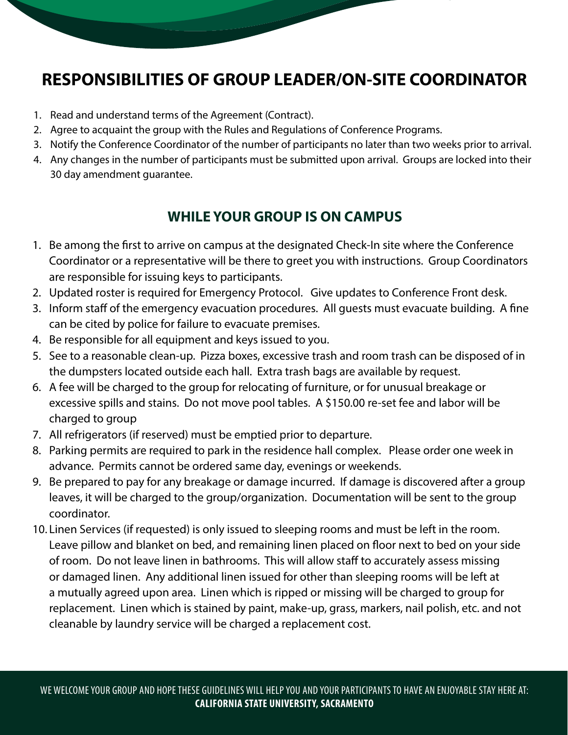# RESPONSIBILITIES OF GROUP LEADER/ON-SITE COORDINATOR

1. Read and understand terms of the Agreement (Contract).
2. Agree to acquaint the group with the Rules and Regulations of Conference Programs.
3. Notify the Conference Coordinator of the number of participants no later than two weeks prior to arrival.
4. Any changes in the number of participants must be submitted upon arrival. Groups are locked into their 30 day amendment guarantee.

## WHILE YOUR GROUP IS ON CAMPUS

1. Be among the first to arrive on campus at the designated Check-In site where the Conference Coordinator or a representative will be there to greet you with instructions. Group Coordinators are responsible for issuing keys to participants.
2. Updated roster is required for Emergency Protocol. Give updates to Conference Front desk.
3. Inform staff of the emergency evacuation procedures. All guests must evacuate building. A fine can be cited by police for failure to evacuate premises.
4. Be responsible for all equipment and keys issued to you.
5. See to a reasonable clean-up. Pizza boxes, excessive trash and room trash can be disposed of in the dumpsters located outside each hall. Extra trash bags are available by request.
6. A fee will be charged to the group for relocating of furniture, or for unusual breakage or excessive spills and stains. Do not move pool tables. A $150.00 re-set fee and labor will be charged to group
7. All refrigerators (if reserved) must be emptied prior to departure.
8. Parking permits are required to park in the residence hall complex. Please order one week in advance. Permits cannot be ordered same day, evenings or weekends.
9. Be prepared to pay for any breakage or damage incurred. If damage is discovered after a group leaves, it will be charged to the group/organization. Documentation will be sent to the group coordinator.
10. Linen Services (if requested) is only issued to sleeping rooms and must be left in the room. Leave pillow and blanket on bed, and remaining linen placed on floor next to bed on your side of room. Do not leave linen in bathrooms. This will allow staff to accurately assess missing or damaged linen. Any additional linen issued for other than sleeping rooms will be left at a mutually agreed upon area. Linen which is ripped or missing will be charged to group for replacement. Linen which is stained by paint, make-up, grass, markers, nail polish, etc. and not cleanable by laundry service will be charged a replacement cost.

WE WELCOME YOUR GROUP AND HOPE THESE GUIDELINES WILL HELP YOU AND YOUR PARTICIPANTS TO HAVE AN ENJOYABLE STAY HERE AT: **CALIFORNIA STATE UNIVERSITY, SACRAMENTO**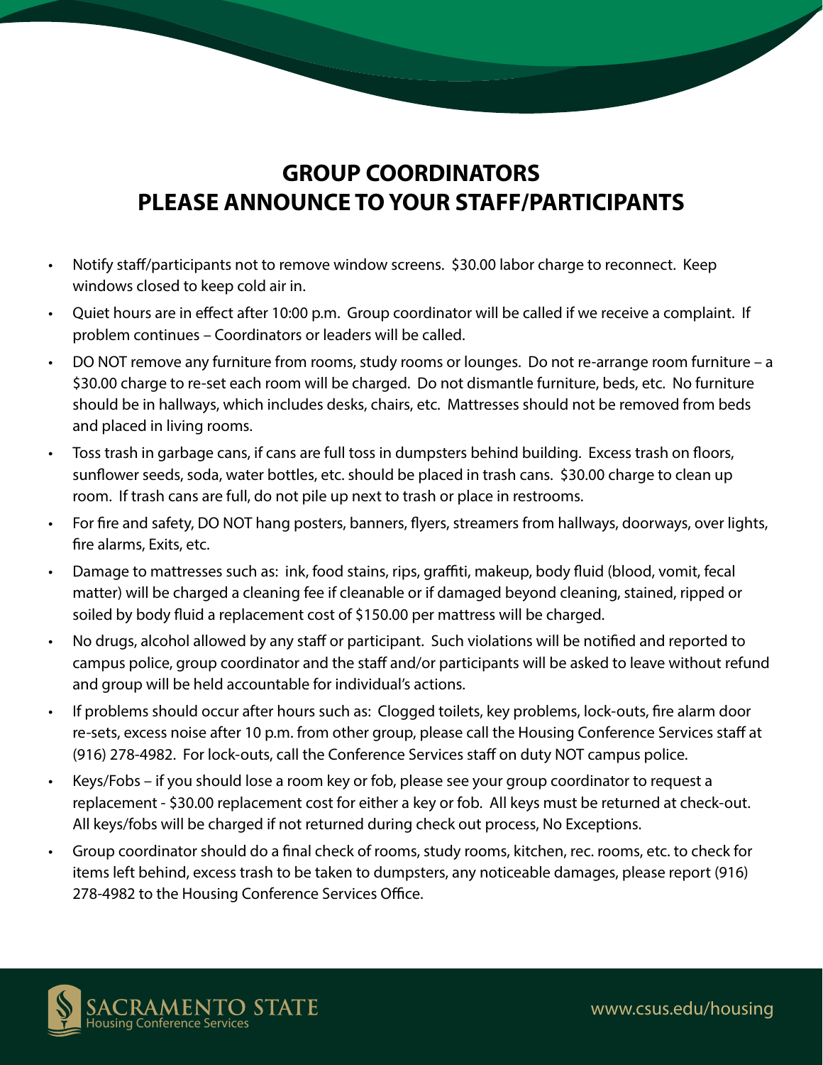# GROUP COORDINATORS
# PLEASE ANNOUNCE TO YOUR STAFF/PARTICIPANTS

- Notify staff/participants not to remove window screens. $30.00 labor charge to reconnect. Keep windows closed to keep cold air in.
- Quiet hours are in effect after 10:00 p.m. Group coordinator will be called if we receive a complaint. If problem continues – Coordinators or leaders will be called.
- DO NOT remove any furniture from rooms, study rooms or lounges. Do not re-arrange room furniture – a $30.00 charge to re-set each room will be charged. Do not dismantle furniture, beds, etc. No furniture should be in hallways, which includes desks, chairs, etc. Mattresses should not be removed from beds and placed in living rooms.
- Toss trash in garbage cans, if cans are full toss in dumpsters behind building. Excess trash on floors, sunflower seeds, soda, water bottles, etc. should be placed in trash cans. $30.00 charge to clean up room. If trash cans are full, do not pile up next to trash or place in restrooms.
- For fire and safety, DO NOT hang posters, banners, flyers, streamers from hallways, doorways, over lights, fire alarms, Exits, etc.
- Damage to mattresses such as: ink, food stains, rips, graffiti, makeup, body fluid (blood, vomit, fecal matter) will be charged a cleaning fee if cleanable or if damaged beyond cleaning, stained, ripped or soiled by body fluid a replacement cost of $150.00 per mattress will be charged.
- No drugs, alcohol allowed by any staff or participant. Such violations will be notified and reported to campus police, group coordinator and the staff and/or participants will be asked to leave without refund and group will be held accountable for individual's actions.
- If problems should occur after hours such as: Clogged toilets, key problems, lock-outs, fire alarm door re-sets, excess noise after 10 p.m. from other group, please call the Housing Conference Services staff at (916) 278-4982. For lock-outs, call the Conference Services staff on duty NOT campus police.
- Keys/Fobs – if you should lose a room key or fob, please see your group coordinator to request a replacement - $30.00 replacement cost for either a key or fob. All keys must be returned at check-out. All keys/fobs will be charged if not returned during check out process, No Exceptions.
- Group coordinator should do a final check of rooms, study rooms, kitchen, rec. rooms, etc. to check for items left behind, excess trash to be taken to dumpsters, any noticeable damages, please report (916) 278-4982 to the Housing Conference Services Office.

SACRAMENTO STATE
Housing Conference Services

www.csus.edu/housing